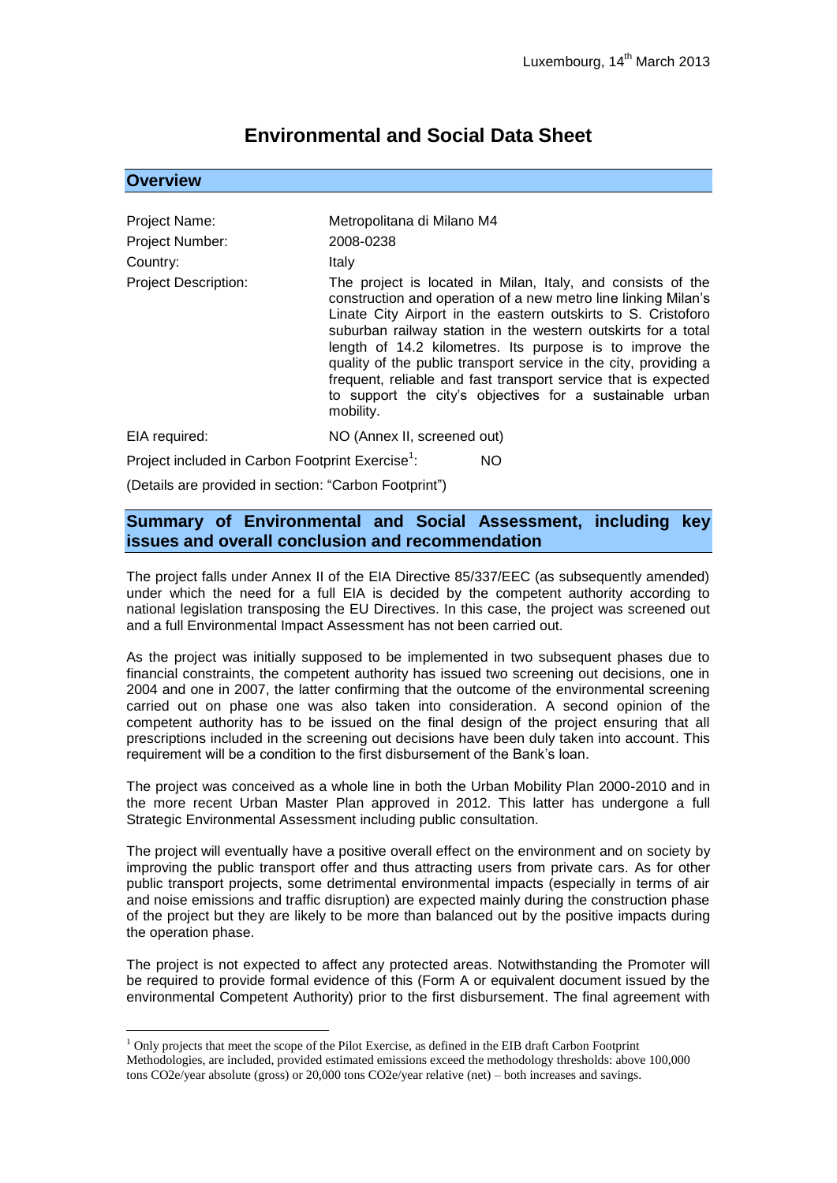Luxembourg, 14th March 2013

# Environmental and Social Data Sheet

## Overview

| | |
|---|---|
| Project Name: | Metropolitana di Milano M4 |
| Project Number: | 2008-0238 |
| Country: | Italy |
| Project Description: | The project is located in Milan, Italy, and consists of the construction and operation of a new metro line linking Milan's Linate City Airport in the eastern outskirts to S. Cristoforo suburban railway station in the western outskirts for a total length of 14.2 kilometres. Its purpose is to improve the quality of the public transport service in the city, providing a frequent, reliable and fast transport service that is expected to support the city's objectives for a sustainable urban mobility. |
| EIA required: | NO (Annex II, screened out) |

Project included in Carbon Footprint Exercise[1]: NO

(Details are provided in section: "Carbon Footprint")

## Summary of Environmental and Social Assessment, including key issues and overall conclusion and recommendation

The project falls under Annex II of the EIA Directive 85/337/EEC (as subsequently amended) under which the need for a full EIA is decided by the competent authority according to national legislation transposing the EU Directives. In this case, the project was screened out and a full Environmental Impact Assessment has not been carried out.

As the project was initially supposed to be implemented in two subsequent phases due to financial constraints, the competent authority has issued two screening out decisions, one in 2004 and one in 2007, the latter confirming that the outcome of the environmental screening carried out on phase one was also taken into consideration. A second opinion of the competent authority has to be issued on the final design of the project ensuring that all prescriptions included in the screening out decisions have been duly taken into account. This requirement will be a condition to the first disbursement of the Bank's loan.

The project was conceived as a whole line in both the Urban Mobility Plan 2000-2010 and in the more recent Urban Master Plan approved in 2012. This latter has undergone a full Strategic Environmental Assessment including public consultation.

The project will eventually have a positive overall effect on the environment and on society by improving the public transport offer and thus attracting users from private cars. As for other public transport projects, some detrimental environmental impacts (especially in terms of air and noise emissions and traffic disruption) are expected mainly during the construction phase of the project but they are likely to be more than balanced out by the positive impacts during the operation phase.

The project is not expected to affect any protected areas. Notwithstanding the Promoter will be required to provide formal evidence of this (Form A or equivalent document issued by the environmental Competent Authority) prior to the first disbursement. The final agreement with

---

[1] Only projects that meet the scope of the Pilot Exercise, as defined in the EIB draft Carbon Footprint Methodologies, are included, provided estimated emissions exceed the methodology thresholds: above 100,000 tons $CO_2e$/year absolute (gross) or 20,000 tons $CO_2e$/year relative (net) – both increases and savings.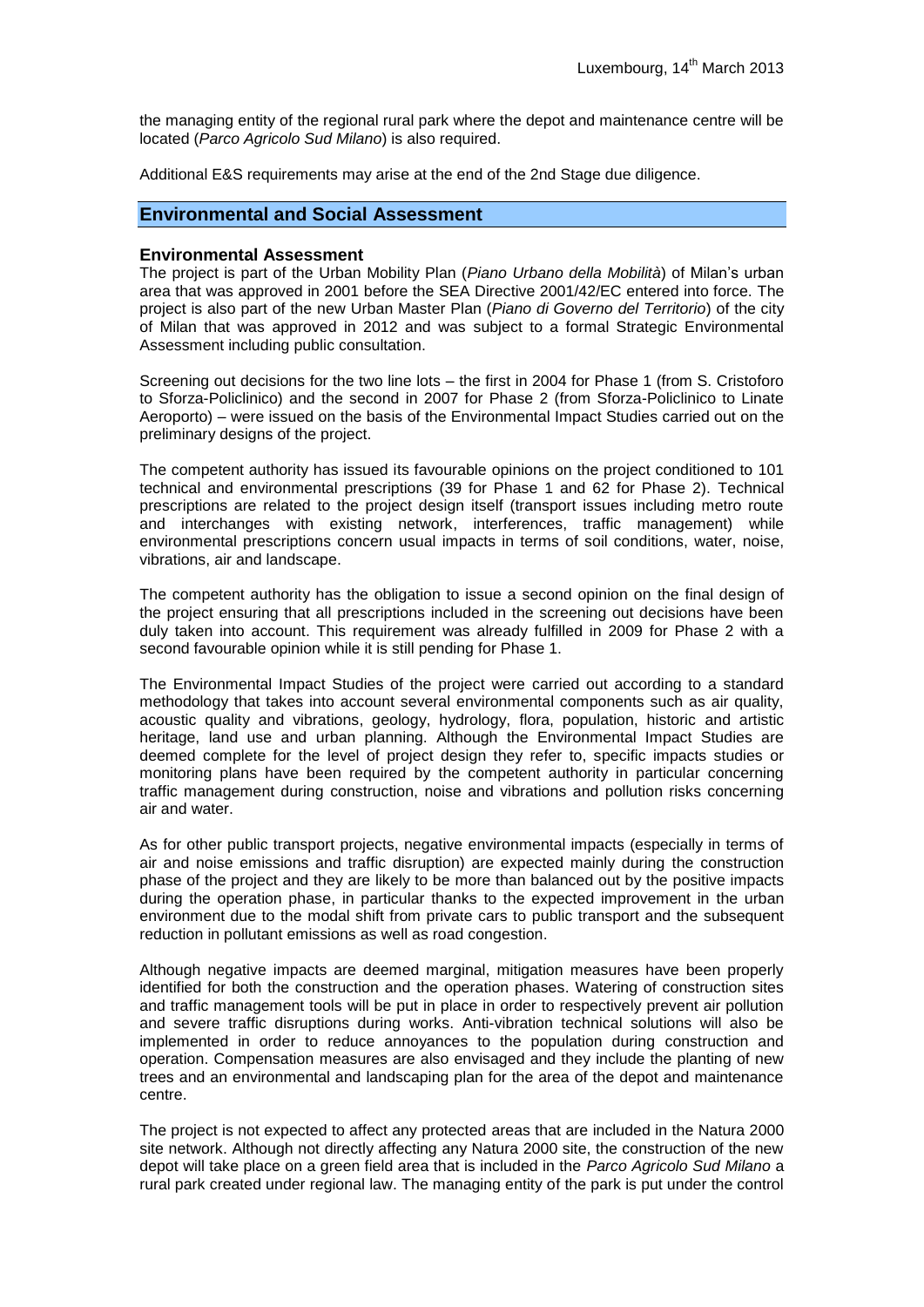the managing entity of the regional rural park where the depot and maintenance centre will be located (*Parco Agricolo Sud Milano*) is also required.

Additional E&S requirements may arise at the end of the 2nd Stage due diligence.

## Environmental and Social Assessment

### Environmental Assessment

The project is part of the Urban Mobility Plan (*Piano Urbano della Mobilità*) of Milan's urban area that was approved in 2001 before the SEA Directive 2001/42/EC entered into force. The project is also part of the new Urban Master Plan (*Piano di Governo del Territorio*) of the city of Milan that was approved in 2012 and was subject to a formal Strategic Environmental Assessment including public consultation.

Screening out decisions for the two line lots – the first in 2004 for Phase 1 (from S. Cristoforo to Sforza-Policlinico) and the second in 2007 for Phase 2 (from Sforza-Policlinico to Linate Aeroporto) – were issued on the basis of the Environmental Impact Studies carried out on the preliminary designs of the project.

The competent authority has issued its favourable opinions on the project conditioned to 101 technical and environmental prescriptions (39 for Phase 1 and 62 for Phase 2). Technical prescriptions are related to the project design itself (transport issues including metro route and interchanges with existing network, interferences, traffic management) while environmental prescriptions concern usual impacts in terms of soil conditions, water, noise, vibrations, air and landscape.

The competent authority has the obligation to issue a second opinion on the final design of the project ensuring that all prescriptions included in the screening out decisions have been duly taken into account. This requirement was already fulfilled in 2009 for Phase 2 with a second favourable opinion while it is still pending for Phase 1.

The Environmental Impact Studies of the project were carried out according to a standard methodology that takes into account several environmental components such as air quality, acoustic quality and vibrations, geology, hydrology, flora, population, historic and artistic heritage, land use and urban planning. Although the Environmental Impact Studies are deemed complete for the level of project design they refer to, specific impacts studies or monitoring plans have been required by the competent authority in particular concerning traffic management during construction, noise and vibrations and pollution risks concerning air and water.

As for other public transport projects, negative environmental impacts (especially in terms of air and noise emissions and traffic disruption) are expected mainly during the construction phase of the project and they are likely to be more than balanced out by the positive impacts during the operation phase, in particular thanks to the expected improvement in the urban environment due to the modal shift from private cars to public transport and the subsequent reduction in pollutant emissions as well as road congestion.

Although negative impacts are deemed marginal, mitigation measures have been properly identified for both the construction and the operation phases. Watering of construction sites and traffic management tools will be put in place in order to respectively prevent air pollution and severe traffic disruptions during works. Anti-vibration technical solutions will also be implemented in order to reduce annoyances to the population during construction and operation. Compensation measures are also envisaged and they include the planting of new trees and an environmental and landscaping plan for the area of the depot and maintenance centre.

The project is not expected to affect any protected areas that are included in the Natura 2000 site network. Although not directly affecting any Natura 2000 site, the construction of the new depot will take place on a green field area that is included in the *Parco Agricolo Sud Milano* a rural park created under regional law. The managing entity of the park is put under the control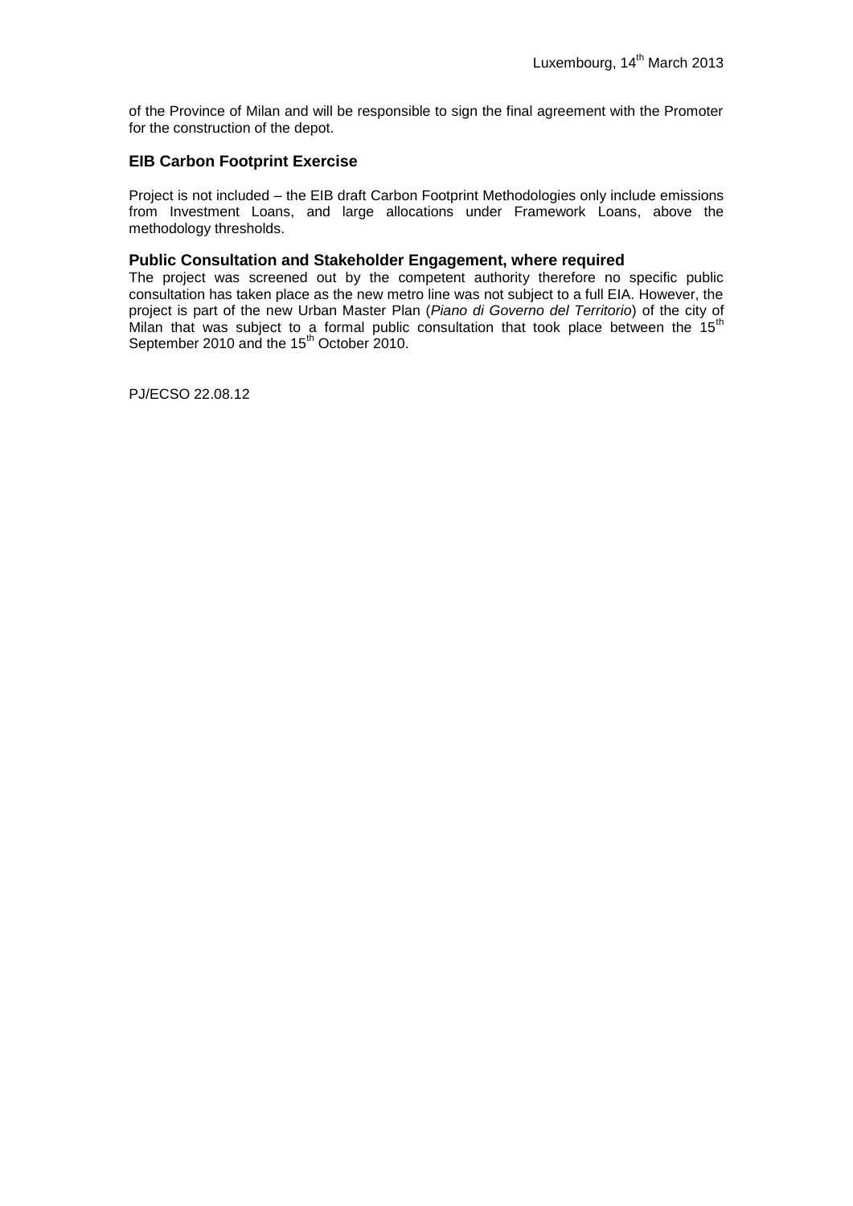of the Province of Milan and will be responsible to sign the final agreement with the Promoter for the construction of the depot.

## EIB Carbon Footprint Exercise

Project is not included – the EIB draft Carbon Footprint Methodologies only include emissions from Investment Loans, and large allocations under Framework Loans, above the methodology thresholds.

## Public Consultation and Stakeholder Engagement, where required

The project was screened out by the competent authority therefore no specific public consultation has taken place as the new metro line was not subject to a full EIA. However, the project is part of the new Urban Master Plan (*Piano di Governo del Territorio*) of the city of Milan that was subject to a formal public consultation that took place between the 15th September 2010 and the 15th October 2010.

PJ/ECSO 22.08.12